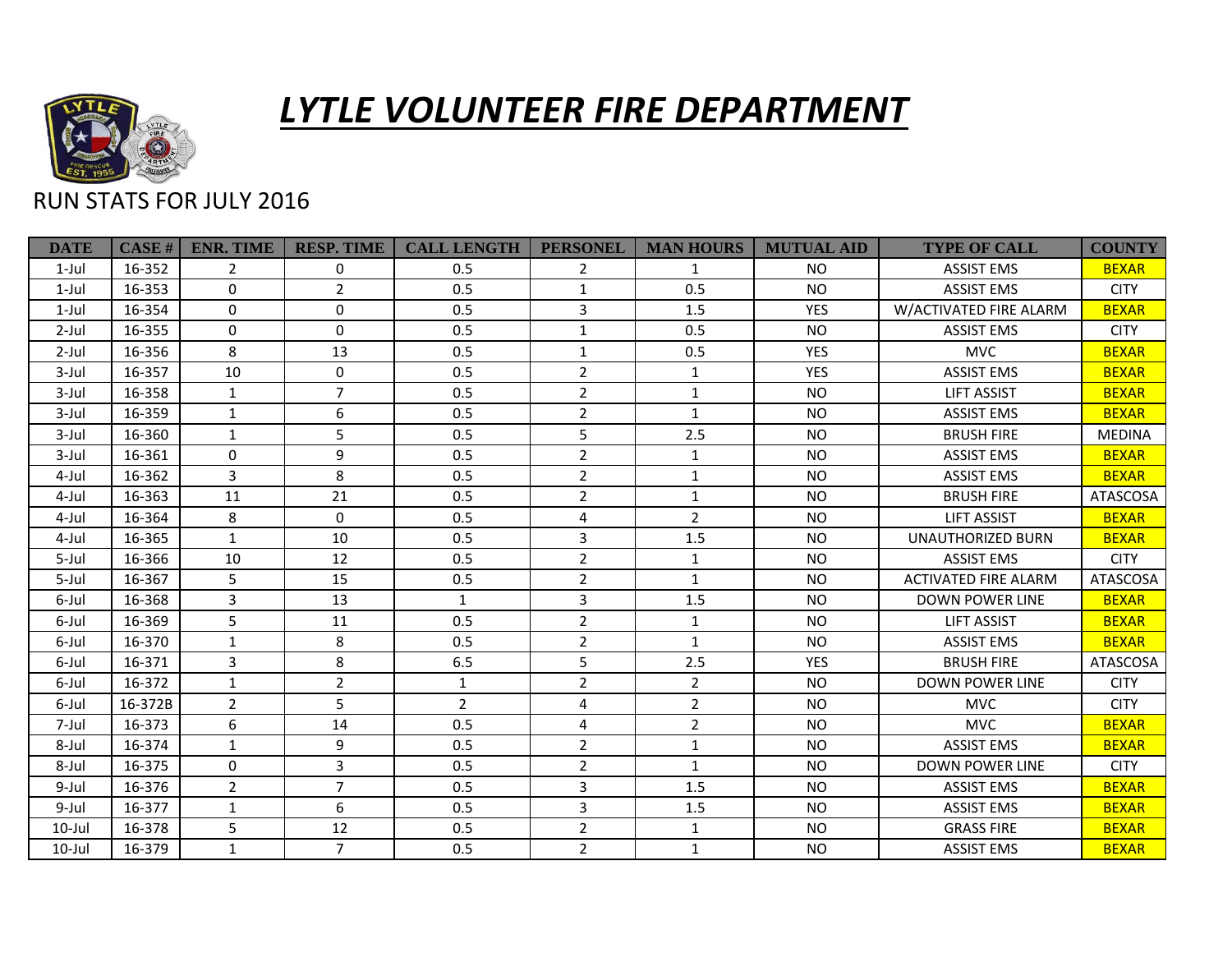# *LYTLE VOLUNTEER FIRE DEPARTMENT*

RUN STATS FOR JULY 2016

| DATE | CASE # | ENR. TIME | RESP. TIME | CALL LENGTH | PERSONEL | MAN HOURS | MUTUAL AID | TYPE OF CALL | COUNTY |
|---|---|---|---|---|---|---|---|---|---|
| 1-Jul | 16-352 | 2 | 0 | 0.5 | 2 | 1 | NO | ASSIST EMS | BEXAR |
| 1-Jul | 16-353 | 0 | 2 | 0.5 | 1 | 0.5 | NO | ASSIST EMS | CITY |
| 1-Jul | 16-354 | 0 | 0 | 0.5 | 3 | 1.5 | YES | W/ACTIVATED FIRE ALARM | BEXAR |
| 2-Jul | 16-355 | 0 | 0 | 0.5 | 1 | 0.5 | NO | ASSIST EMS | CITY |
| 2-Jul | 16-356 | 8 | 13 | 0.5 | 1 | 0.5 | YES | MVC | BEXAR |
| 3-Jul | 16-357 | 10 | 0 | 0.5 | 2 | 1 | YES | ASSIST EMS | BEXAR |
| 3-Jul | 16-358 | 1 | 7 | 0.5 | 2 | 1 | NO | LIFT ASSIST | BEXAR |
| 3-Jul | 16-359 | 1 | 6 | 0.5 | 2 | 1 | NO | ASSIST EMS | BEXAR |
| 3-Jul | 16-360 | 1 | 5 | 0.5 | 5 | 2.5 | NO | BRUSH FIRE | MEDINA |
| 3-Jul | 16-361 | 0 | 9 | 0.5 | 2 | 1 | NO | ASSIST EMS | BEXAR |
| 4-Jul | 16-362 | 3 | 8 | 0.5 | 2 | 1 | NO | ASSIST EMS | BEXAR |
| 4-Jul | 16-363 | 11 | 21 | 0.5 | 2 | 1 | NO | BRUSH FIRE | ATASCOSA |
| 4-Jul | 16-364 | 8 | 0 | 0.5 | 4 | 2 | NO | LIFT ASSIST | BEXAR |
| 4-Jul | 16-365 | 1 | 10 | 0.5 | 3 | 1.5 | NO | UNAUTHORIZED BURN | BEXAR |
| 5-Jul | 16-366 | 10 | 12 | 0.5 | 2 | 1 | NO | ASSIST EMS | CITY |
| 5-Jul | 16-367 | 5 | 15 | 0.5 | 2 | 1 | NO | ACTIVATED FIRE ALARM | ATASCOSA |
| 6-Jul | 16-368 | 3 | 13 | 1 | 3 | 1.5 | NO | DOWN POWER LINE | BEXAR |
| 6-Jul | 16-369 | 5 | 11 | 0.5 | 2 | 1 | NO | LIFT ASSIST | BEXAR |
| 6-Jul | 16-370 | 1 | 8 | 0.5 | 2 | 1 | NO | ASSIST EMS | BEXAR |
| 6-Jul | 16-371 | 3 | 8 | 6.5 | 5 | 2.5 | YES | BRUSH FIRE | ATASCOSA |
| 6-Jul | 16-372 | 1 | 2 | 1 | 2 | 2 | NO | DOWN POWER LINE | CITY |
| 6-Jul | 16-372B | 2 | 5 | 2 | 4 | 2 | NO | MVC | CITY |
| 7-Jul | 16-373 | 6 | 14 | 0.5 | 4 | 2 | NO | MVC | BEXAR |
| 8-Jul | 16-374 | 1 | 9 | 0.5 | 2 | 1 | NO | ASSIST EMS | BEXAR |
| 8-Jul | 16-375 | 0 | 3 | 0.5 | 2 | 1 | NO | DOWN POWER LINE | CITY |
| 9-Jul | 16-376 | 2 | 7 | 0.5 | 3 | 1.5 | NO | ASSIST EMS | BEXAR |
| 9-Jul | 16-377 | 1 | 6 | 0.5 | 3 | 1.5 | NO | ASSIST EMS | BEXAR |
| 10-Jul | 16-378 | 5 | 12 | 0.5 | 2 | 1 | NO | GRASS FIRE | BEXAR |
| 10-Jul | 16-379 | 1 | 7 | 0.5 | 2 | 1 | NO | ASSIST EMS | BEXAR |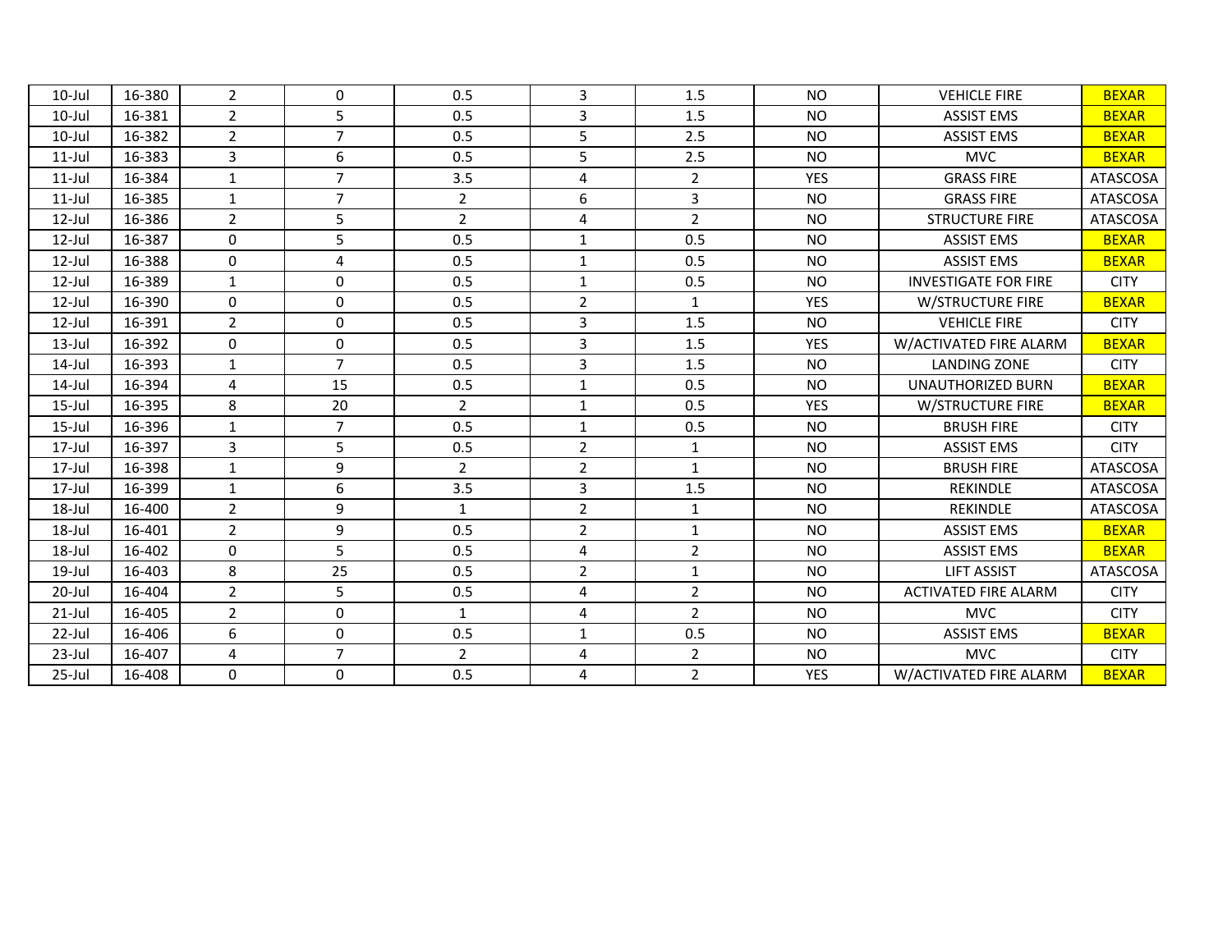| | | | | | | | | | |
|---|---|---|---|---|---|---|---|---|---|
| 10-Jul | 16-380 | 2 | 0 | 0.5 | 3 | 1.5 | NO | VEHICLE FIRE | BEXAR |
| 10-Jul | 16-381 | 2 | 5 | 0.5 | 3 | 1.5 | NO | ASSIST EMS | BEXAR |
| 10-Jul | 16-382 | 2 | 7 | 0.5 | 5 | 2.5 | NO | ASSIST EMS | BEXAR |
| 11-Jul | 16-383 | 3 | 6 | 0.5 | 5 | 2.5 | NO | MVC | BEXAR |
| 11-Jul | 16-384 | 1 | 7 | 3.5 | 4 | 2 | YES | GRASS FIRE | ATASCOSA |
| 11-Jul | 16-385 | 1 | 7 | 2 | 6 | 3 | NO | GRASS FIRE | ATASCOSA |
| 12-Jul | 16-386 | 2 | 5 | 2 | 4 | 2 | NO | STRUCTURE FIRE | ATASCOSA |
| 12-Jul | 16-387 | 0 | 5 | 0.5 | 1 | 0.5 | NO | ASSIST EMS | BEXAR |
| 12-Jul | 16-388 | 0 | 4 | 0.5 | 1 | 0.5 | NO | ASSIST EMS | BEXAR |
| 12-Jul | 16-389 | 1 | 0 | 0.5 | 1 | 0.5 | NO | INVESTIGATE FOR FIRE | CITY |
| 12-Jul | 16-390 | 0 | 0 | 0.5 | 2 | 1 | YES | W/STRUCTURE FIRE | BEXAR |
| 12-Jul | 16-391 | 2 | 0 | 0.5 | 3 | 1.5 | NO | VEHICLE FIRE | CITY |
| 13-Jul | 16-392 | 0 | 0 | 0.5 | 3 | 1.5 | YES | W/ACTIVATED FIRE ALARM | BEXAR |
| 14-Jul | 16-393 | 1 | 7 | 0.5 | 3 | 1.5 | NO | LANDING ZONE | CITY |
| 14-Jul | 16-394 | 4 | 15 | 0.5 | 1 | 0.5 | NO | UNAUTHORIZED BURN | BEXAR |
| 15-Jul | 16-395 | 8 | 20 | 2 | 1 | 0.5 | YES | W/STRUCTURE FIRE | BEXAR |
| 15-Jul | 16-396 | 1 | 7 | 0.5 | 1 | 0.5 | NO | BRUSH FIRE | CITY |
| 17-Jul | 16-397 | 3 | 5 | 0.5 | 2 | 1 | NO | ASSIST EMS | CITY |
| 17-Jul | 16-398 | 1 | 9 | 2 | 2 | 1 | NO | BRUSH FIRE | ATASCOSA |
| 17-Jul | 16-399 | 1 | 6 | 3.5 | 3 | 1.5 | NO | REKINDLE | ATASCOSA |
| 18-Jul | 16-400 | 2 | 9 | 1 | 2 | 1 | NO | REKINDLE | ATASCOSA |
| 18-Jul | 16-401 | 2 | 9 | 0.5 | 2 | 1 | NO | ASSIST EMS | BEXAR |
| 18-Jul | 16-402 | 0 | 5 | 0.5 | 4 | 2 | NO | ASSIST EMS | BEXAR |
| 19-Jul | 16-403 | 8 | 25 | 0.5 | 2 | 1 | NO | LIFT ASSIST | ATASCOSA |
| 20-Jul | 16-404 | 2 | 5 | 0.5 | 4 | 2 | NO | ACTIVATED FIRE ALARM | CITY |
| 21-Jul | 16-405 | 2 | 0 | 1 | 4 | 2 | NO | MVC | CITY |
| 22-Jul | 16-406 | 6 | 0 | 0.5 | 1 | 0.5 | NO | ASSIST EMS | BEXAR |
| 23-Jul | 16-407 | 4 | 7 | 2 | 4 | 2 | NO | MVC | CITY |
| 25-Jul | 16-408 | 0 | 0 | 0.5 | 4 | 2 | YES | W/ACTIVATED FIRE ALARM | BEXAR |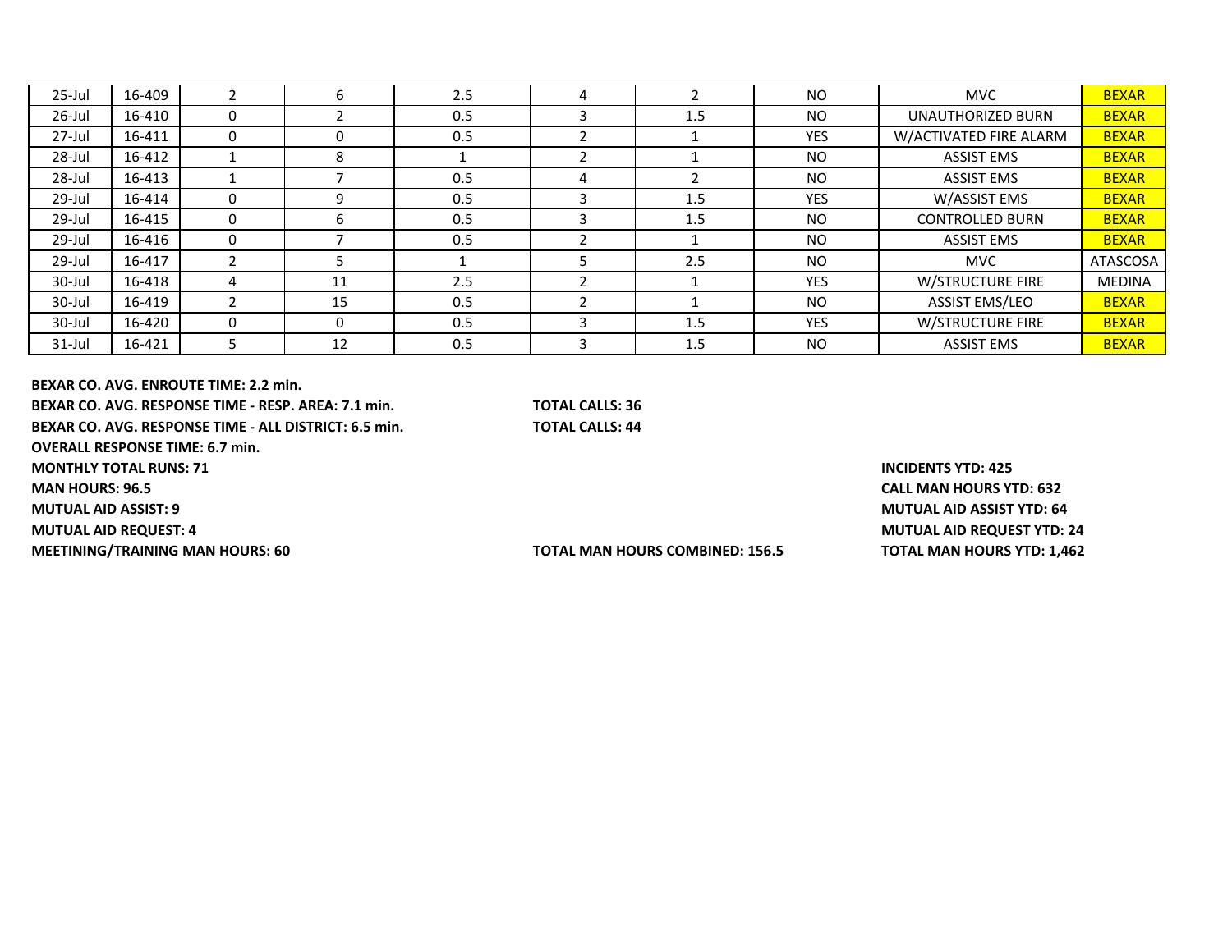| | | | | | | | | | |
|---|---|---|---|---|---|---|---|---|---|
| 25-Jul | 16-409 | 2 | 6 | 2.5 | 4 | 2 | NO | MVC | BEXAR |
| 26-Jul | 16-410 | 0 | 2 | 0.5 | 3 | 1.5 | NO | UNAUTHORIZED BURN | BEXAR |
| 27-Jul | 16-411 | 0 | 0 | 0.5 | 2 | 1 | YES | W/ACTIVATED FIRE ALARM | BEXAR |
| 28-Jul | 16-412 | 1 | 8 | 1 | 2 | 1 | NO | ASSIST EMS | BEXAR |
| 28-Jul | 16-413 | 1 | 7 | 0.5 | 4 | 2 | NO | ASSIST EMS | BEXAR |
| 29-Jul | 16-414 | 0 | 9 | 0.5 | 3 | 1.5 | YES | W/ASSIST EMS | BEXAR |
| 29-Jul | 16-415 | 0 | 6 | 0.5 | 3 | 1.5 | NO | CONTROLLED BURN | BEXAR |
| 29-Jul | 16-416 | 0 | 7 | 0.5 | 2 | 1 | NO | ASSIST EMS | BEXAR |
| 29-Jul | 16-417 | 2 | 5 | 1 | 5 | 2.5 | NO | MVC | ATASCOSA |
| 30-Jul | 16-418 | 4 | 11 | 2.5 | 2 | 1 | YES | W/STRUCTURE FIRE | MEDINA |
| 30-Jul | 16-419 | 2 | 15 | 0.5 | 2 | 1 | NO | ASSIST EMS/LEO | BEXAR |
| 30-Jul | 16-420 | 0 | 0 | 0.5 | 3 | 1.5 | YES | W/STRUCTURE FIRE | BEXAR |
| 31-Jul | 16-421 | 5 | 12 | 0.5 | 3 | 1.5 | NO | ASSIST EMS | BEXAR |

**BEXAR CO. AVG. ENROUTE TIME: 2.2 min.**

**BEXAR CO. AVG. RESPONSE TIME - RESP. AREA: 7.1 min.** **TOTAL CALLS: 36**

**BEXAR CO. AVG. RESPONSE TIME - ALL DISTRICT: 6.5 min.** **TOTAL CALLS: 44**

**OVERALL RESPONSE TIME: 6.7 min.**

**MONTHLY TOTAL RUNS: 71**

**MAN HOURS: 96.5**

**MUTUAL AID ASSIST: 9**

**MUTUAL AID REQUEST: 4**

**MEETINING/TRAINING MAN HOURS: 60**

**TOTAL MAN HOURS COMBINED: 156.5**

**INCIDENTS YTD: 425**

**CALL MAN HOURS YTD: 632**

**MUTUAL AID ASSIST YTD: 64**

**MUTUAL AID REQUEST YTD: 24**

**TOTAL MAN HOURS YTD: 1,462**